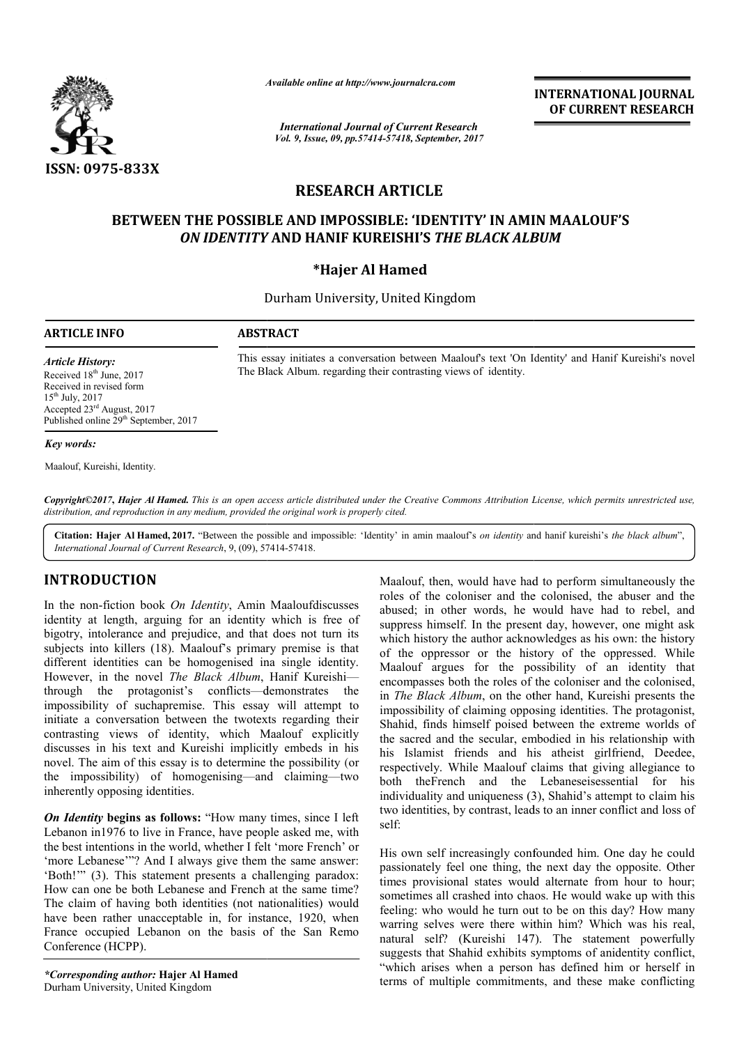*Available online at http://www.journalcra.com*

*International Journal of Current Research*
*Vol. 9, Issue, 09, pp.57414-57418, September, 2017*

**INTERNATIONAL JOURNAL OF CURRENT RESEARCH**

ISSN: 0975-833X

# RESEARCH ARTICLE

## BETWEEN THE POSSIBLE AND IMPOSSIBLE: 'IDENTITY' IN AMIN MAALOUF'S *ON IDENTITY* AND HANIF KUREISHI'S *THE BLACK ALBUM*

**\*Hajer Al Hamed**

Durham University, United Kingdom

**ARTICLE INFO**

*Article History:*
Received 18th June, 2017
Received in revised form
15th July, 2017
Accepted 23rd August, 2017
Published online 29th September, 2017

*Key words:*

Maalouf, Kureishi, Identity.

**ABSTRACT**

This essay initiates a conversation between Maalouf's text 'On Identity' and Hanif Kureishi's novel The Black Album. regarding their contrasting views of identity.

*Copyright©2017, Hajer Al Hamed. This is an open access article distributed under the Creative Commons Attribution License, which permits unrestricted use, distribution, and reproduction in any medium, provided the original work is properly cited.*

**Citation: Hajer Al Hamed, 2017.** "Between the possible and impossible: 'Identity' in amin maalouf's *on identity* and hanif kureishi's *the black album*", *International Journal of Current Research*, 9, (09), 57414-57418.

## INTRODUCTION

In the non-fiction book *On Identity*, Amin Maaloufdiscusses identity at length, arguing for an identity which is free of bigotry, intolerance and prejudice, and that does not turn its subjects into killers (18). Maalouf's primary premise is that different identities can be homogenised ina single identity. However, in the novel *The Black Album*, Hanif Kureishi—through the protagonist's conflicts—demonstrates the impossibility of suchapremise. This essay will attempt to initiate a conversation between the twotexts regarding their contrasting views of identity, which Maalouf explicitly discusses in his text and Kureishi implicitly embeds in his novel. The aim of this essay is to determine the possibility (or the impossibility) of homogenising—and claiming—two inherently opposing identities.

***On Identity*** **begins as follows:** "How many times, since I left Lebanon in1976 to live in France, have people asked me, with the best intentions in the world, whether I felt 'more French' or 'more Lebanese'"? And I always give them the same answer: 'Both!'" (3). This statement presents a challenging paradox: How can one be both Lebanese and French at the same time? The claim of having both identities (not nationalities) would have been rather unacceptable in, for instance, 1920, when France occupied Lebanon on the basis of the San Remo Conference (HCPP).

Maalouf, then, would have had to perform simultaneously the roles of the coloniser and the colonised, the abuser and the abused; in other words, he would have had to rebel, and suppress himself. In the present day, however, one might ask which history the author acknowledges as his own: the history of the oppressor or the history of the oppressed. While Maalouf argues for the possibility of an identity that encompasses both the roles of the coloniser and the colonised, in *The Black Album*, on the other hand, Kureishi presents the impossibility of claiming opposing identities. The protagonist, Shahid, finds himself poised between the extreme worlds of the sacred and the secular, embodied in his relationship with his Islamist friends and his atheist girlfriend, Deedee, respectively. While Maalouf claims that giving allegiance to both theFrench and the Lebaneseisessential for his individuality and uniqueness (3), Shahid's attempt to claim his two identities, by contrast, leads to an inner conflict and loss of self:

His own self increasingly confounded him. One day he could passionately feel one thing, the next day the opposite. Other times provisional states would alternate from hour to hour; sometimes all crashed into chaos. He would wake up with this feeling: who would he turn out to be on this day? How many warring selves were there within him? Which was his real, natural self? (Kureishi 147). The statement powerfully suggests that Shahid exhibits symptoms of anidentity conflict, "which arises when a person has defined him or herself in terms of multiple commitments, and these make conflicting

*\*Corresponding author:* **Hajer Al Hamed**
Durham University, United Kingdom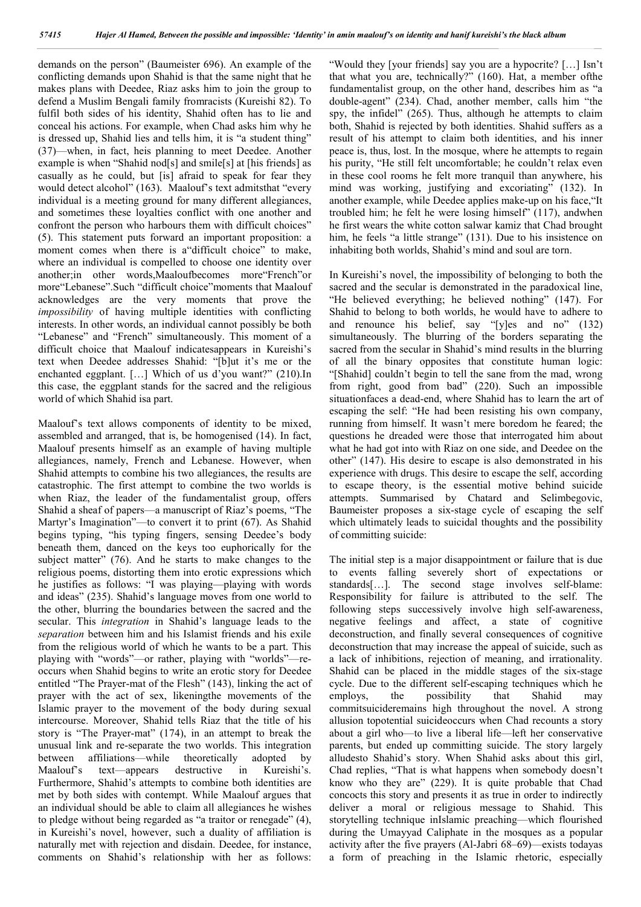demands on the person" (Baumeister 696). An example of the conflicting demands upon Shahid is that the same night that he makes plans with Deedee, Riaz asks him to join the group to defend a Muslim Bengali family fromracists (Kureishi 82). To fulfil both sides of his identity, Shahid often has to lie and conceal his actions. For example, when Chad asks him why he is dressed up, Shahid lies and tells him, it is "a student thing" (37)—when, in fact, heis planning to meet Deedee. Another example is when "Shahid nod[s] and smile[s] at [his friends] as casually as he could, but [is] afraid to speak for fear they would detect alcohol" (163). Maalouf's text admitsthat "every individual is a meeting ground for many different allegiances, and sometimes these loyalties conflict with one another and confront the person who harbours them with difficult choices" (5). This statement puts forward an important proposition: a moment comes when there is a"difficult choice" to make, where an individual is compelled to choose one identity over another;in other words,Maaloufbecomes more"French"or more"Lebanese".Such "difficult choice"moments that Maalouf acknowledges are the very moments that prove the *impossibility* of having multiple identities with conflicting interests. In other words, an individual cannot possibly be both "Lebanese" and "French" simultaneously. This moment of a difficult choice that Maalouf indicatesappears in Kureishi's text when Deedee addresses Shahid: "[b]ut it's me or the enchanted eggplant. […] Which of us d'you want?" (210).In this case, the eggplant stands for the sacred and the religious world of which Shahid isa part.

Maalouf's text allows components of identity to be mixed, assembled and arranged, that is, be homogenised (14). In fact, Maalouf presents himself as an example of having multiple allegiances, namely, French and Lebanese. However, when Shahid attempts to combine his two allegiances, the results are catastrophic. The first attempt to combine the two worlds is when Riaz, the leader of the fundamentalist group, offers Shahid a sheaf of papers—a manuscript of Riaz's poems, "The Martyr's Imagination"—to convert it to print (67). As Shahid begins typing, "his typing fingers, sensing Deedee's body beneath them, danced on the keys too euphorically for the subject matter" (76). And he starts to make changes to the religious poems, distorting them into erotic expressions which he justifies as follows: "I was playing—playing with words and ideas" (235). Shahid's language moves from one world to the other, blurring the boundaries between the sacred and the secular. This *integration* in Shahid's language leads to the *separation* between him and his Islamist friends and his exile from the religious world of which he wants to be a part. This playing with "words"—or rather, playing with "worlds"—re-occurs when Shahid begins to write an erotic story for Deedee entitled "The Prayer-mat of the Flesh" (143), linking the act of prayer with the act of sex, likeningthe movements of the Islamic prayer to the movement of the body during sexual intercourse. Moreover, Shahid tells Riaz that the title of his story is "The Prayer-mat" (174), in an attempt to break the unusual link and re-separate the two worlds. This integration between affiliations—while theoretically adopted by Maalouf's text—appears destructive in Kureishi's. Furthermore, Shahid's attempts to combine both identities are met by both sides with contempt. While Maalouf argues that an individual should be able to claim all allegiances he wishes to pledge without being regarded as "a traitor or renegade" (4), in Kureishi's novel, however, such a duality of affiliation is naturally met with rejection and disdain. Deedee, for instance, comments on Shahid's relationship with her as follows: "Would they [your friends] say you are a hypocrite? […] Isn't that what you are, technically?" (160). Hat, a member ofthe fundamentalist group, on the other hand, describes him as "a double-agent" (234). Chad, another member, calls him "the spy, the infidel" (265). Thus, although he attempts to claim both, Shahid is rejected by both identities. Shahid suffers as a result of his attempt to claim both identities, and his inner peace is, thus, lost. In the mosque, where he attempts to regain his purity, "He still felt uncomfortable; he couldn't relax even in these cool rooms he felt more tranquil than anywhere, his mind was working, justifying and excoriating" (132). In another example, while Deedee applies make-up on his face,"It troubled him; he felt he were losing himself" (117), andwhen he first wears the white cotton salwar kamiz that Chad brought him, he feels "a little strange" (131). Due to his insistence on inhabiting both worlds, Shahid's mind and soul are torn.

In Kureishi's novel, the impossibility of belonging to both the sacred and the secular is demonstrated in the paradoxical line, "He believed everything; he believed nothing" (147). For Shahid to belong to both worlds, he would have to adhere to and renounce his belief, say "[y]es and no" (132) simultaneously. The blurring of the borders separating the sacred from the secular in Shahid's mind results in the blurring of all the binary opposites that constitute human logic: "[Shahid] couldn't begin to tell the sane from the mad, wrong from right, good from bad" (220). Such an impossible situationfaces a dead-end, where Shahid has to learn the art of escaping the self: "He had been resisting his own company, running from himself. It wasn't mere boredom he feared; the questions he dreaded were those that interrogated him about what he had got into with Riaz on one side, and Deedee on the other" (147). His desire to escape is also demonstrated in his experience with drugs. This desire to escape the self, according to escape theory, is the essential motive behind suicide attempts. Summarised by Chatard and Selimbegovic, Baumeister proposes a six-stage cycle of escaping the self which ultimately leads to suicidal thoughts and the possibility of committing suicide:

The initial step is a major disappointment or failure that is due to events falling severely short of expectations or standards[…]. The second stage involves self-blame: Responsibility for failure is attributed to the self. The following steps successively involve high self-awareness, negative feelings and affect, a state of cognitive deconstruction, and finally several consequences of cognitive deconstruction that may increase the appeal of suicide, such as a lack of inhibitions, rejection of meaning, and irrationality. Shahid can be placed in the middle stages of the six-stage cycle. Due to the different self-escaping techniques which he employs, the possibility that Shahid may commitsuicideremains high throughout the novel. A strong allusion topotential suicideoccurs when Chad recounts a story about a girl who—to live a liberal life—left her conservative parents, but ended up committing suicide. The story largely alludesto Shahid's story. When Shahid asks about this girl, Chad replies, "That is what happens when somebody doesn't know who they are" (229). It is quite probable that Chad concocts this story and presents it as true in order to indirectly deliver a moral or religious message to Shahid. This storytelling technique inIslamic preaching—which flourished during the Umayyad Caliphate in the mosques as a popular activity after the five prayers (Al-Jabri 68–69)—exists todayas a form of preaching in the Islamic rhetoric, especially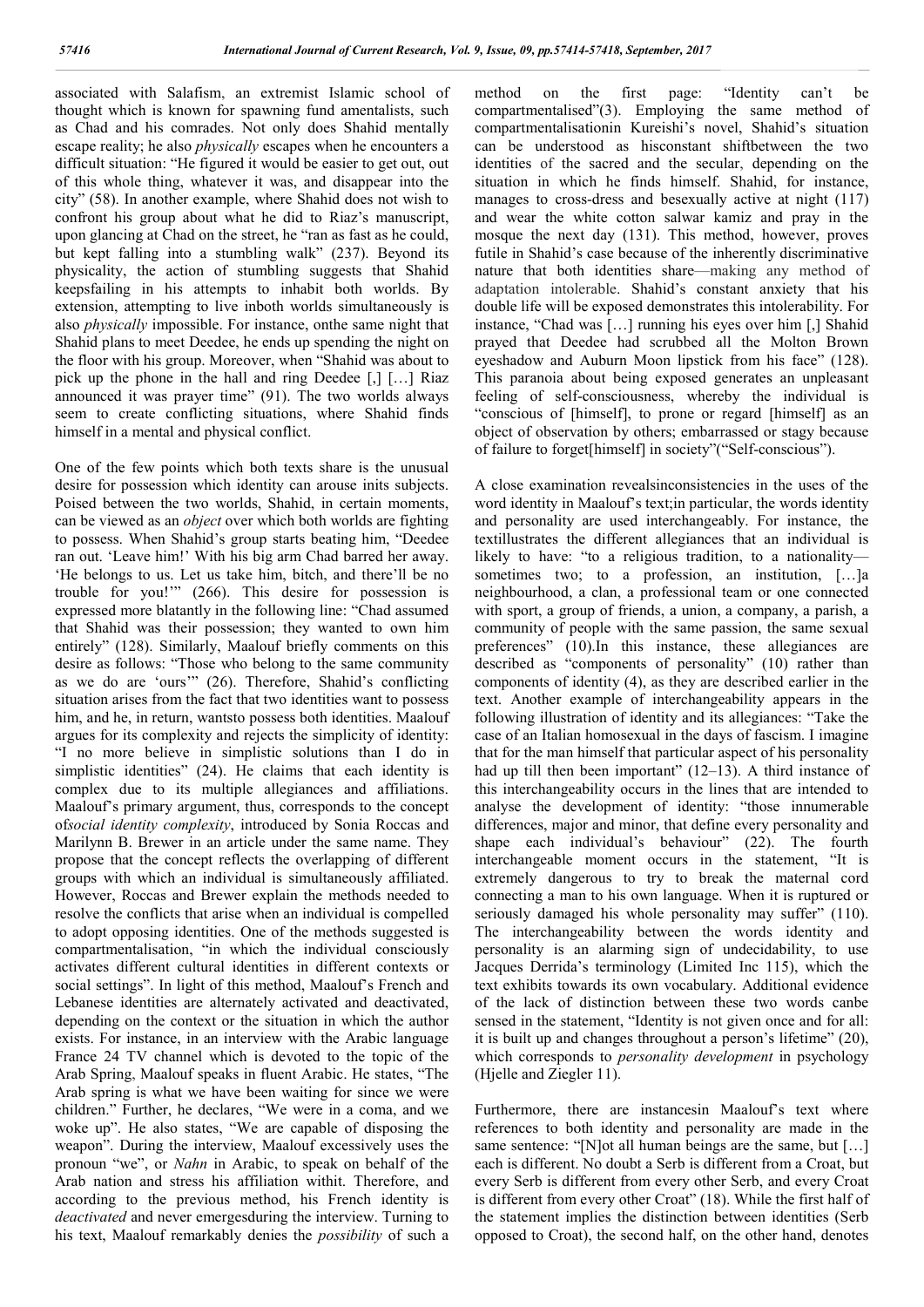associated with Salafism, an extremist Islamic school of thought which is known for spawning fund amentalists, such as Chad and his comrades. Not only does Shahid mentally escape reality; he also *physically* escapes when he encounters a difficult situation: "He figured it would be easier to get out, out of this whole thing, whatever it was, and disappear into the city" (58). In another example, where Shahid does not wish to confront his group about what he did to Riaz's manuscript, upon glancing at Chad on the street, he "ran as fast as he could, but kept falling into a stumbling walk" (237). Beyond its physicality, the action of stumbling suggests that Shahid keepsfailing in his attempts to inhabit both worlds. By extension, attempting to live inboth worlds simultaneously is also *physically* impossible. For instance, onthe same night that Shahid plans to meet Deedee, he ends up spending the night on the floor with his group. Moreover, when "Shahid was about to pick up the phone in the hall and ring Deedee [,] […] Riaz announced it was prayer time" (91). The two worlds always seem to create conflicting situations, where Shahid finds himself in a mental and physical conflict.

One of the few points which both texts share is the unusual desire for possession which identity can arouse inits subjects. Poised between the two worlds, Shahid, in certain moments, can be viewed as an *object* over which both worlds are fighting to possess. When Shahid's group starts beating him, "Deedee ran out. 'Leave him!' With his big arm Chad barred her away. 'He belongs to us. Let us take him, bitch, and there'll be no trouble for you!'" (266). This desire for possession is expressed more blatantly in the following line: "Chad assumed that Shahid was their possession; they wanted to own him entirely" (128). Similarly, Maalouf briefly comments on this desire as follows: "Those who belong to the same community as we do are 'ours'" (26). Therefore, Shahid's conflicting situation arises from the fact that two identities want to possess him, and he, in return, wantsto possess both identities. Maalouf argues for its complexity and rejects the simplicity of identity: "I no more believe in simplistic solutions than I do in simplistic identities" (24). He claims that each identity is complex due to its multiple allegiances and affiliations. Maalouf's primary argument, thus, corresponds to the concept of*social identity complexity*, introduced by Sonia Roccas and Marilynn B. Brewer in an article under the same name. They propose that the concept reflects the overlapping of different groups with which an individual is simultaneously affiliated. However, Roccas and Brewer explain the methods needed to resolve the conflicts that arise when an individual is compelled to adopt opposing identities. One of the methods suggested is compartmentalisation, "in which the individual consciously activates different cultural identities in different contexts or social settings". In light of this method, Maalouf's French and Lebanese identities are alternately activated and deactivated, depending on the context or the situation in which the author exists. For instance, in an interview with the Arabic language France 24 TV channel which is devoted to the topic of the Arab Spring, Maalouf speaks in fluent Arabic. He states, "The Arab spring is what we have been waiting for since we were children." Further, he declares, "We were in a coma, and we woke up". He also states, "We are capable of disposing the weapon". During the interview, Maalouf excessively uses the pronoun "we", or *Nahn* in Arabic, to speak on behalf of the Arab nation and stress his affiliation withit. Therefore, and according to the previous method, his French identity is *deactivated* and never emergesduring the interview. Turning to his text, Maalouf remarkably denies the *possibility* of such a method on the first page: "Identity can't be compartmentalised"(3). Employing the same method of compartmentalisationin Kureishi's novel, Shahid's situation can be understood as hisconstant shiftbetween the two identities of the sacred and the secular, depending on the situation in which he finds himself. Shahid, for instance, manages to cross-dress and besexually active at night (117) and wear the white cotton salwar kamiz and pray in the mosque the next day (131). This method, however, proves futile in Shahid's case because of the inherently discriminative nature that both identities share—making any method of adaptation intolerable. Shahid's constant anxiety that his double life will be exposed demonstrates this intolerability. For instance, "Chad was […] running his eyes over him [,] Shahid prayed that Deedee had scrubbed all the Molton Brown eyeshadow and Auburn Moon lipstick from his face" (128). This paranoia about being exposed generates an unpleasant feeling of self-consciousness, whereby the individual is "conscious of [himself], to prone or regard [himself] as an object of observation by others; embarrassed or stagy because of failure to forget[himself] in society"("Self-conscious").

A close examination revealsinconsistencies in the uses of the word identity in Maalouf's text;in particular, the words identity and personality are used interchangeably. For instance, the textillustrates the different allegiances that an individual is likely to have: "to a religious tradition, to a nationality—sometimes two; to a profession, an institution, […]a neighbourhood, a clan, a professional team or one connected with sport, a group of friends, a union, a company, a parish, a community of people with the same passion, the same sexual preferences" (10).In this instance, these allegiances are described as "components of personality" (10) rather than components of identity (4), as they are described earlier in the text. Another example of interchangeability appears in the following illustration of identity and its allegiances: "Take the case of an Italian homosexual in the days of fascism. I imagine that for the man himself that particular aspect of his personality had up till then been important" (12–13). A third instance of this interchangeability occurs in the lines that are intended to analyse the development of identity: "those innumerable differences, major and minor, that define every personality and shape each individual's behaviour" (22). The fourth interchangeable moment occurs in the statement, "It is extremely dangerous to try to break the maternal cord connecting a man to his own language. When it is ruptured or seriously damaged his whole personality may suffer" (110). The interchangeability between the words identity and personality is an alarming sign of undecidability, to use Jacques Derrida's terminology (Limited Inc 115), which the text exhibits towards its own vocabulary. Additional evidence of the lack of distinction between these two words canbe sensed in the statement, "Identity is not given once and for all: it is built up and changes throughout a person's lifetime" (20), which corresponds to *personality development* in psychology (Hjelle and Ziegler 11).

Furthermore, there are instancesin Maalouf's text where references to both identity and personality are made in the same sentence: "[N]ot all human beings are the same, but […] each is different. No doubt a Serb is different from a Croat, but every Serb is different from every other Serb, and every Croat is different from every other Croat" (18). While the first half of the statement implies the distinction between identities (Serb opposed to Croat), the second half, on the other hand, denotes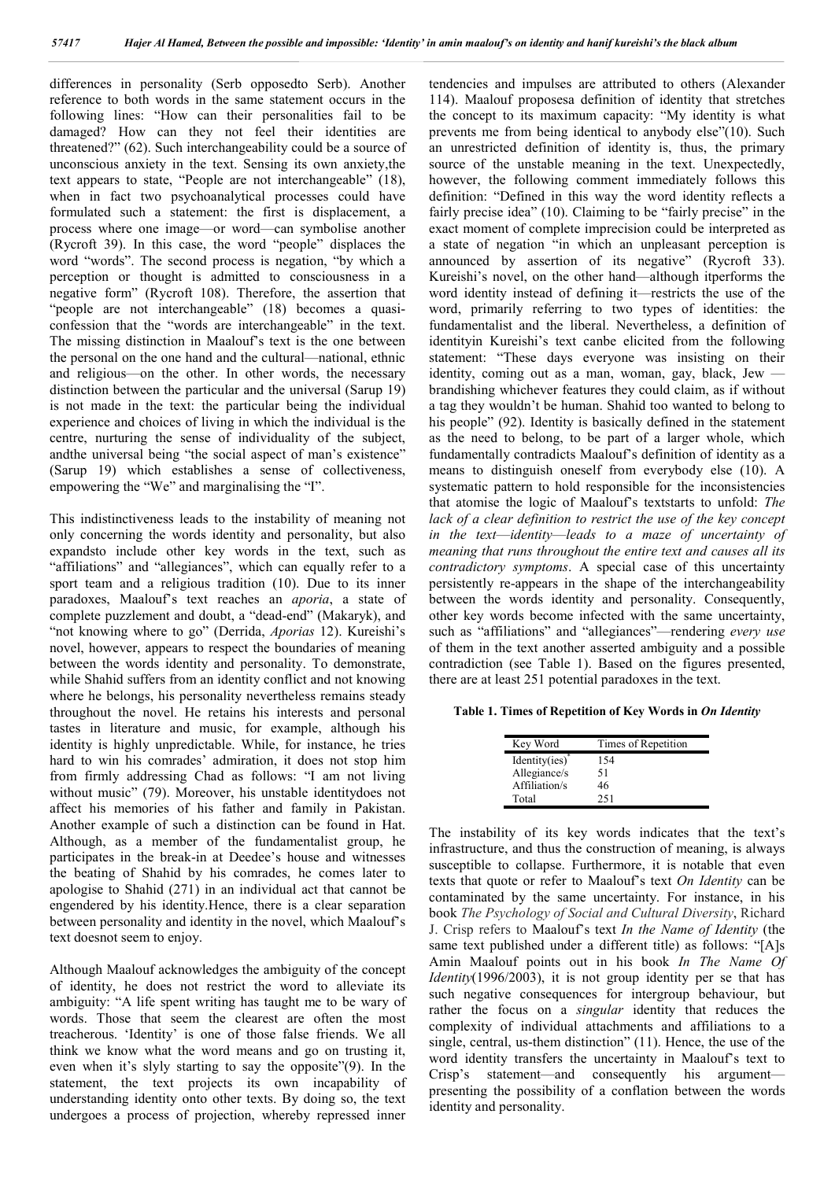differences in personality (Serb opposedto Serb). Another reference to both words in the same statement occurs in the following lines: "How can their personalities fail to be damaged? How can they not feel their identities are threatened?" (62). Such interchangeability could be a source of unconscious anxiety in the text. Sensing its own anxiety,the text appears to state, "People are not interchangeable" (18), when in fact two psychoanalytical processes could have formulated such a statement: the first is displacement, a process where one image—or word—can symbolise another (Rycroft 39). In this case, the word "people" displaces the word "words". The second process is negation, "by which a perception or thought is admitted to consciousness in a negative form" (Rycroft 108). Therefore, the assertion that "people are not interchangeable" (18) becomes a quasi-confession that the "words are interchangeable" in the text. The missing distinction in Maalouf's text is the one between the personal on the one hand and the cultural—national, ethnic and religious—on the other. In other words, the necessary distinction between the particular and the universal (Sarup 19) is not made in the text: the particular being the individual experience and choices of living in which the individual is the centre, nurturing the sense of individuality of the subject, andthe universal being "the social aspect of man's existence" (Sarup 19) which establishes a sense of collectiveness, empowering the "We" and marginalising the "I".

This indistinctiveness leads to the instability of meaning not only concerning the words identity and personality, but also expandsto include other key words in the text, such as "affiliations" and "allegiances", which can equally refer to a sport team and a religious tradition (10). Due to its inner paradoxes, Maalouf's text reaches an *aporia*, a state of complete puzzlement and doubt, a "dead-end" (Makaryk), and "not knowing where to go" (Derrida, *Aporias* 12). Kureishi's novel, however, appears to respect the boundaries of meaning between the words identity and personality. To demonstrate, while Shahid suffers from an identity conflict and not knowing where he belongs, his personality nevertheless remains steady throughout the novel. He retains his interests and personal tastes in literature and music, for example, although his identity is highly unpredictable. While, for instance, he tries hard to win his comrades' admiration, it does not stop him from firmly addressing Chad as follows: "I am not living without music" (79). Moreover, his unstable identitydoes not affect his memories of his father and family in Pakistan. Another example of such a distinction can be found in Hat. Although, as a member of the fundamentalist group, he participates in the break-in at Deedee's house and witnesses the beating of Shahid by his comrades, he comes later to apologise to Shahid (271) in an individual act that cannot be engendered by his identity.Hence, there is a clear separation between personality and identity in the novel, which Maalouf's text doesnot seem to enjoy.

Although Maalouf acknowledges the ambiguity of the concept of identity, he does not restrict the word to alleviate its ambiguity: "A life spent writing has taught me to be wary of words. Those that seem the clearest are often the most treacherous. 'Identity' is one of those false friends. We all think we know what the word means and go on trusting it, even when it's slyly starting to say the opposite"(9). In the statement, the text projects its own incapability of understanding identity onto other texts. By doing so, the text undergoes a process of projection, whereby repressed inner tendencies and impulses are attributed to others (Alexander 114). Maalouf proposesa definition of identity that stretches the concept to its maximum capacity: "My identity is what prevents me from being identical to anybody else"(10). Such an unrestricted definition of identity is, thus, the primary source of the unstable meaning in the text. Unexpectedly, however, the following comment immediately follows this definition: "Defined in this way the word identity reflects a fairly precise idea" (10). Claiming to be "fairly precise" in the exact moment of complete imprecision could be interpreted as a state of negation "in which an unpleasant perception is announced by assertion of its negative" (Rycroft 33). Kureishi's novel, on the other hand—although itperforms the word identity instead of defining it—restricts the use of the word, primarily referring to two types of identities: the fundamentalist and the liberal. Nevertheless, a definition of identityin Kureishi's text canbe elicited from the following statement: "These days everyone was insisting on their identity, coming out as a man, woman, gay, black, Jew — brandishing whichever features they could claim, as if without a tag they wouldn't be human. Shahid too wanted to belong to his people" (92). Identity is basically defined in the statement as the need to belong, to be part of a larger whole, which fundamentally contradicts Maalouf's definition of identity as a means to distinguish oneself from everybody else (10). A systematic pattern to hold responsible for the inconsistencies that atomise the logic of Maalouf's textstarts to unfold: *The lack of a clear definition to restrict the use of the key concept in the text—identity—leads to a maze of uncertainty of meaning that runs throughout the entire text and causes all its contradictory symptoms*. A special case of this uncertainty persistently re-appears in the shape of the interchangeability between the words identity and personality. Consequently, other key words become infected with the same uncertainty, such as "affiliations" and "allegiances"—rendering *every use* of them in the text another asserted ambiguity and a possible contradiction (see Table 1). Based on the figures presented, there are at least 251 potential paradoxes in the text.

**Table 1. Times of Repetition of Key Words in *On Identity***

| Key Word | Times of Repetition |
|---|---|
| Identity(ies)* | 154 |
| Allegiance/s | 51 |
| Affiliation/s | 46 |
| Total | 251 |

The instability of its key words indicates that the text's infrastructure, and thus the construction of meaning, is always susceptible to collapse. Furthermore, it is notable that even texts that quote or refer to Maalouf's text *On Identity* can be contaminated by the same uncertainty. For instance, in his book *The Psychology of Social and Cultural Diversity*, Richard J. Crisp refers to Maalouf's text *In the Name of Identity* (the same text published under a different title) as follows: "[A]s Amin Maalouf points out in his book *In The Name Of Identity*(1996/2003), it is not group identity per se that has such negative consequences for intergroup behaviour, but rather the focus on a *singular* identity that reduces the complexity of individual attachments and affiliations to a single, central, us-them distinction" (11). Hence, the use of the word identity transfers the uncertainty in Maalouf's text to Crisp's statement—and consequently his argument—presenting the possibility of a conflation between the words identity and personality.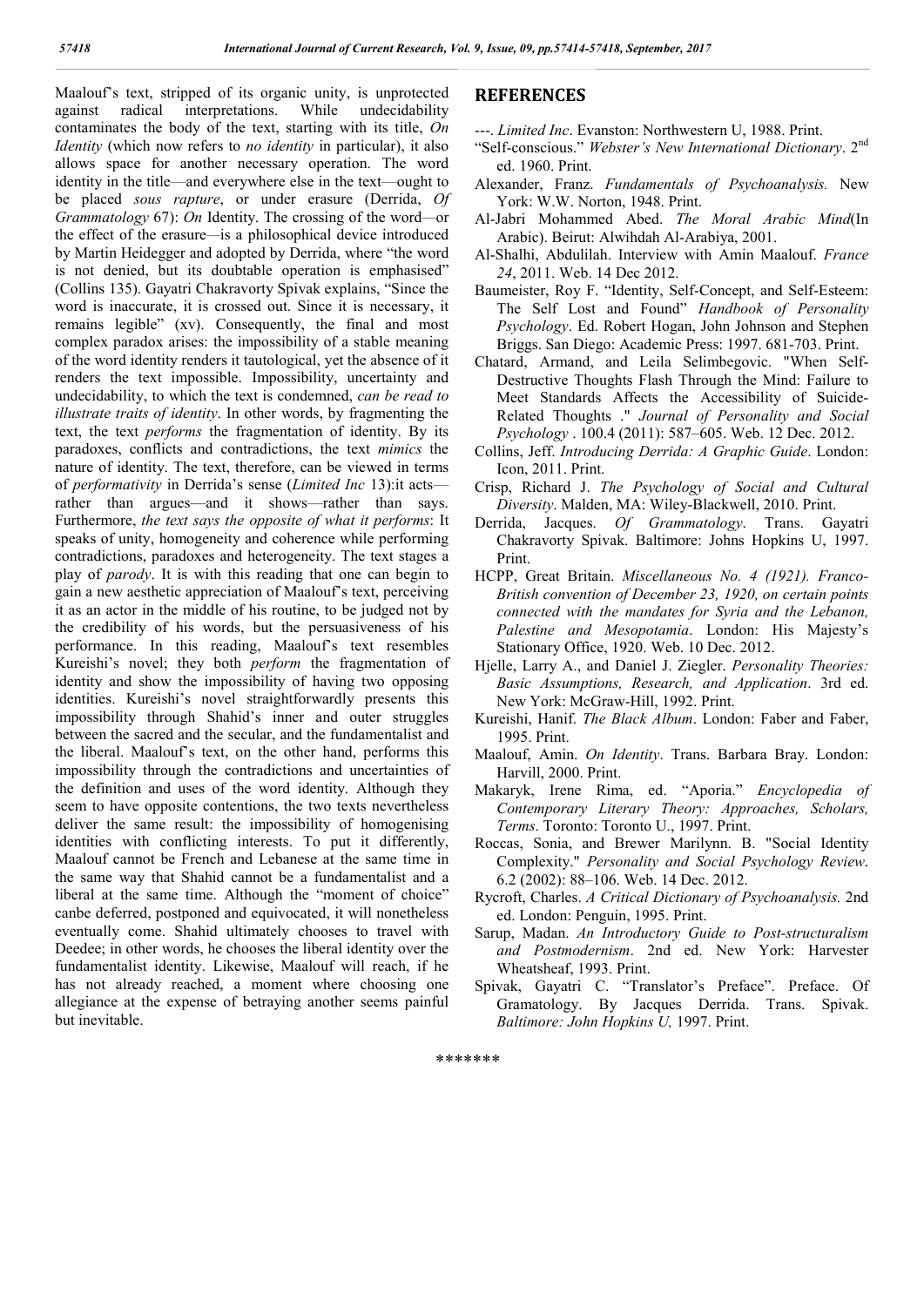Maalouf's text, stripped of its organic unity, is unprotected against radical interpretations. While undecidability contaminates the body of the text, starting with its title, *On Identity* (which now refers to *no identity* in particular), it also allows space for another necessary operation. The word identity in the title—and everywhere else in the text—ought to be placed *sous rapture*, or under erasure (Derrida, *Of Grammatology* 67): *On* Identity. The crossing of the word—or the effect of the erasure—is a philosophical device introduced by Martin Heidegger and adopted by Derrida, where "the word is not denied, but its doubtable operation is emphasised" (Collins 135). Gayatri Chakravorty Spivak explains, "Since the word is inaccurate, it is crossed out. Since it is necessary, it remains legible" (xv). Consequently, the final and most complex paradox arises: the impossibility of a stable meaning of the word identity renders it tautological, yet the absence of it renders the text impossible. Impossibility, uncertainty and undecidability, to which the text is condemned, *can be read to illustrate traits of identity*. In other words, by fragmenting the text, the text *performs* the fragmentation of identity. By its paradoxes, conflicts and contradictions, the text *mimics* the nature of identity. The text, therefore, can be viewed in terms of *performativity* in Derrida's sense (*Limited Inc* 13):it acts—rather than argues—and it shows—rather than says. Furthermore, *the text says the opposite of what it performs*: It speaks of unity, homogeneity and coherence while performing contradictions, paradoxes and heterogeneity. The text stages a play of *parody*. It is with this reading that one can begin to gain a new aesthetic appreciation of Maalouf's text, perceiving it as an actor in the middle of his routine, to be judged not by the credibility of his words, but the persuasiveness of his performance. In this reading, Maalouf's text resembles Kureishi's novel; they both *perform* the fragmentation of identity and show the impossibility of having two opposing identities. Kureishi's novel straightforwardly presents this impossibility through Shahid's inner and outer struggles between the sacred and the secular, and the fundamentalist and the liberal. Maalouf's text, on the other hand, performs this impossibility through the contradictions and uncertainties of the definition and uses of the word identity. Although they seem to have opposite contentions, the two texts nevertheless deliver the same result: the impossibility of homogenising identities with conflicting interests. To put it differently, Maalouf cannot be French and Lebanese at the same time in the same way that Shahid cannot be a fundamentalist and a liberal at the same time. Although the "moment of choice" canbe deferred, postponed and equivocated, it will nonetheless eventually come. Shahid ultimately chooses to travel with Deedee; in other words, he chooses the liberal identity over the fundamentalist identity. Likewise, Maalouf will reach, if he has not already reached, a moment where choosing one allegiance at the expense of betraying another seems painful but inevitable.

## REFERENCES

---. *Limited Inc*. Evanston: Northwestern U, 1988. Print.

"Self-conscious." *Webster's New International Dictionary*. 2nd ed. 1960. Print.

Alexander, Franz. *Fundamentals of Psychoanalysis.* New York: W.W. Norton, 1948. Print.

Al-Jabri Mohammed Abed. *The Moral Arabic Mind*(In Arabic). Beirut: Alwihdah Al-Arabiya, 2001.

Al-Shalhi, Abdulilah. Interview with Amin Maalouf. *France 24*, 2011. Web. 14 Dec 2012.

Baumeister, Roy F. "Identity, Self-Concept, and Self-Esteem: The Self Lost and Found" *Handbook of Personality Psychology*. Ed. Robert Hogan, John Johnson and Stephen Briggs. San Diego: Academic Press: 1997. 681-703. Print.

Chatard, Armand, and Leila Selimbegovic. "When Self-Destructive Thoughts Flash Through the Mind: Failure to Meet Standards Affects the Accessibility of Suicide-Related Thoughts ." *Journal of Personality and Social Psychology* . 100.4 (2011): 587–605. Web. 12 Dec. 2012.

Collins, Jeff. *Introducing Derrida: A Graphic Guide*. London: Icon, 2011. Print.

Crisp, Richard J. *The Psychology of Social and Cultural Diversity*. Malden, MA: Wiley-Blackwell, 2010. Print.

Derrida, Jacques. *Of Grammatology*. Trans. Gayatri Chakravorty Spivak. Baltimore: Johns Hopkins U, 1997. Print.

HCPP, Great Britain. *Miscellaneous No. 4 (1921). Franco-British convention of December 23, 1920, on certain points connected with the mandates for Syria and the Lebanon, Palestine and Mesopotamia*. London: His Majesty's Stationary Office, 1920. Web. 10 Dec. 2012.

Hjelle, Larry A., and Daniel J. Ziegler. *Personality Theories: Basic Assumptions, Research, and Application*. 3rd ed. New York: McGraw-Hill, 1992. Print.

Kureishi, Hanif. *The Black Album*. London: Faber and Faber, 1995. Print.

Maalouf, Amin. *On Identity*. Trans. Barbara Bray. London: Harvill, 2000. Print.

Makaryk, Irene Rima, ed. "Aporia." *Encyclopedia of Contemporary Literary Theory: Approaches, Scholars, Terms*. Toronto: Toronto U., 1997. Print.

Roccas, Sonia, and Brewer Marilynn. B. "Social Identity Complexity." *Personality and Social Psychology Review*. 6.2 (2002): 88–106. Web. 14 Dec. 2012.

Rycroft, Charles. *A Critical Dictionary of Psychoanalysis.* 2nd ed. London: Penguin, 1995. Print.

Sarup, Madan. *An Introductory Guide to Post-structuralism and Postmodernism*. 2nd ed. New York: Harvester Wheatsheaf, 1993. Print.

Spivak, Gayatri C. "Translator's Preface". Preface. Of Gramatology. By Jacques Derrida. Trans. Spivak. *Baltimore: John Hopkins U,* 1997. Print.

*******